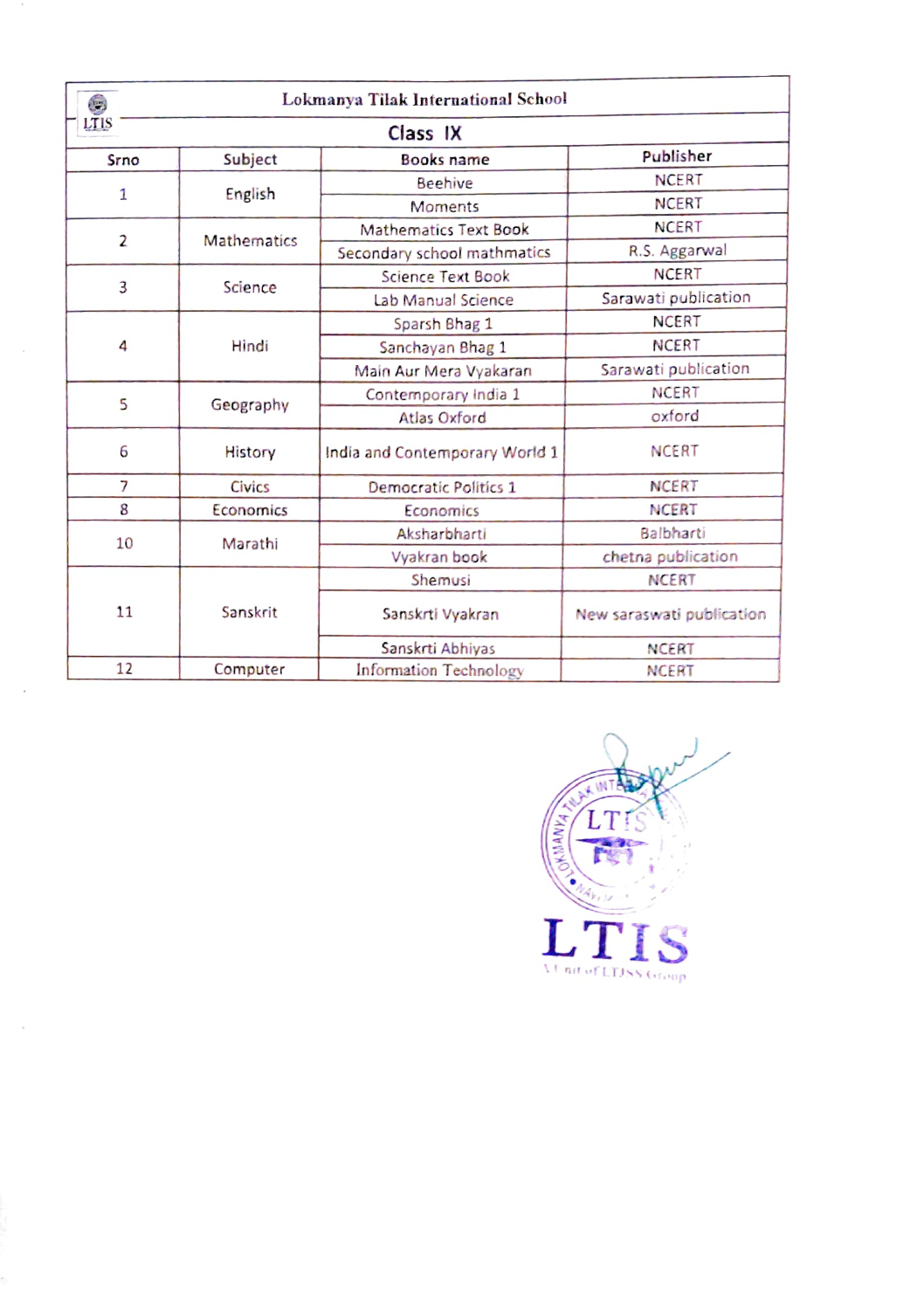# Lokmanya Tilak International School

## Class IX

| Srno | Subject | Books name | Publisher |
|---|---|---|---|
| 1 | English | Beehive | NCERT |
| | | Moments | NCERT |
| 2 | Mathematics | Mathematics Text Book | NCERT |
| | | Secondary school mathmatics | R.S. Aggarwal |
| 3 | Science | Science Text Book | NCERT |
| | | Lab Manual Science | Sarawati publication |
| 4 | Hindi | Sparsh Bhag 1 | NCERT |
| | | Sanchayan Bhag 1 | NCERT |
| | | Main Aur Mera Vyakaran | Sarawati publication |
| 5 | Geography | Contemporary India 1 | NCERT |
| | | Atlas Oxford | oxford |
| 6 | History | India and Contemporary World 1 | NCERT |
| 7 | Civics | Democratic Politics 1 | NCERT |
| 8 | Economics | Economics | NCERT |
| 10 | Marathi | Aksharbharti | Balbharti |
| | | Vyakran book | chetna publication |
| 11 | Sanskrit | Shemusi | NCERT |
| | | Sanskrti Vyakran | New saraswati publication |
| | | Sanskrti Abhiyas | NCERT |
| 12 | Computer | Information Technology | NCERT |

LTIS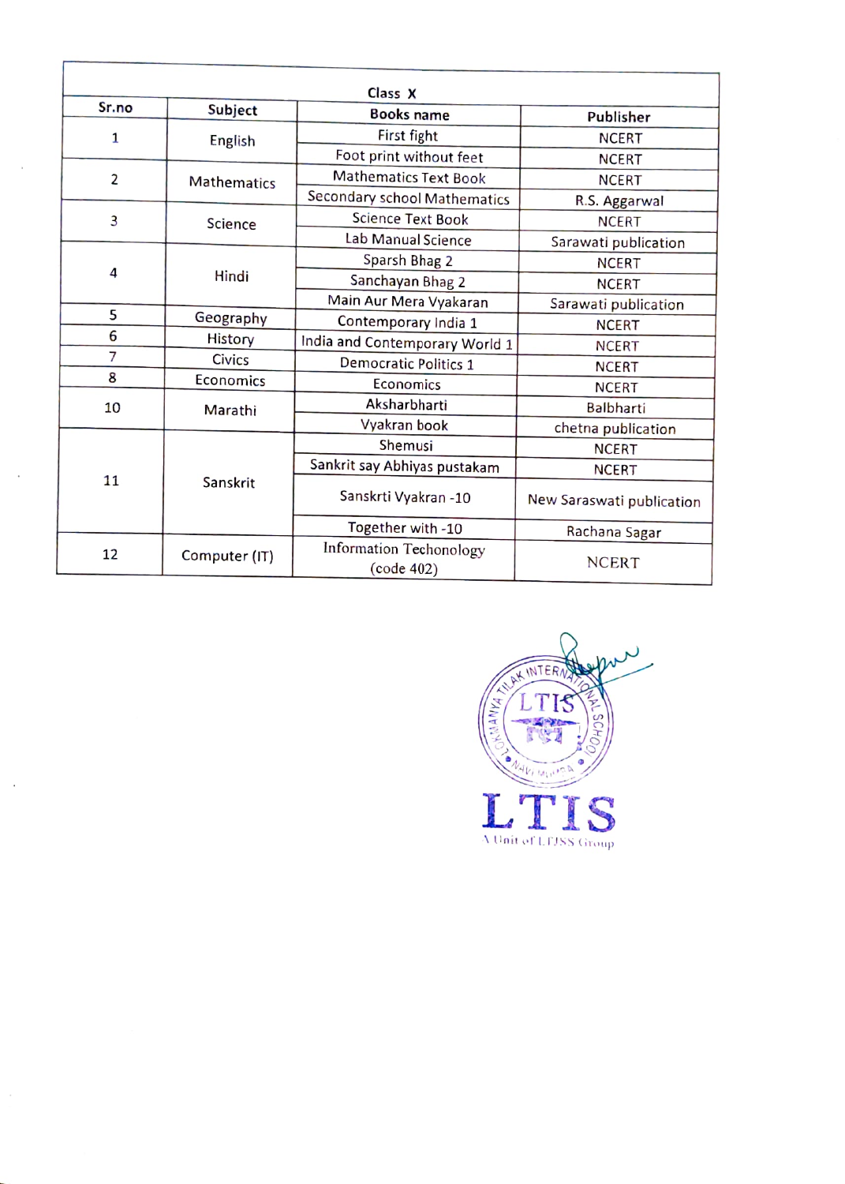| Class X | | | |
|---|---|---|---|
| **Sr.no** | **Subject** | **Books name** | **Publisher** |
| 1 | English | First fight | NCERT |
| | | Foot print without feet | NCERT |
| 2 | Mathematics | Mathematics Text Book | NCERT |
| | | Secondary school Mathematics | R.S. Aggarwal |
| 3 | Science | Science Text Book | NCERT |
| | | Lab Manual Science | Sarawati publication |
| 4 | Hindi | Sparsh Bhag 2 | NCERT |
| | | Sanchayan Bhag 2 | NCERT |
| | | Main Aur Mera Vyakaran | Sarawati publication |
| 5 | Geography | Contemporary India 1 | NCERT |
| 6 | History | India and Contemporary World 1 | NCERT |
| 7 | Civics | Democratic Politics 1 | NCERT |
| 8 | Economics | Economics | NCERT |
| 10 | Marathi | Aksharbharti | Balbharti |
| | | Vyakran book | chetna publication |
| 11 | Sanskrit | Shemusi | NCERT |
| | | Sankrit say Abhiyas pustakam | NCERT |
| | | Sanskrti Vyakran -10 | New Saraswati publication |
| | | Together with -10 | Rachana Sagar |
| 12 | Computer (IT) | Information Techonology (code 402) | NCERT |

LOKMANYA TILAK INTERNATIONAL SCHOOL
NAVI MUMBAI

LTIS

A Unit of LTJSS Group